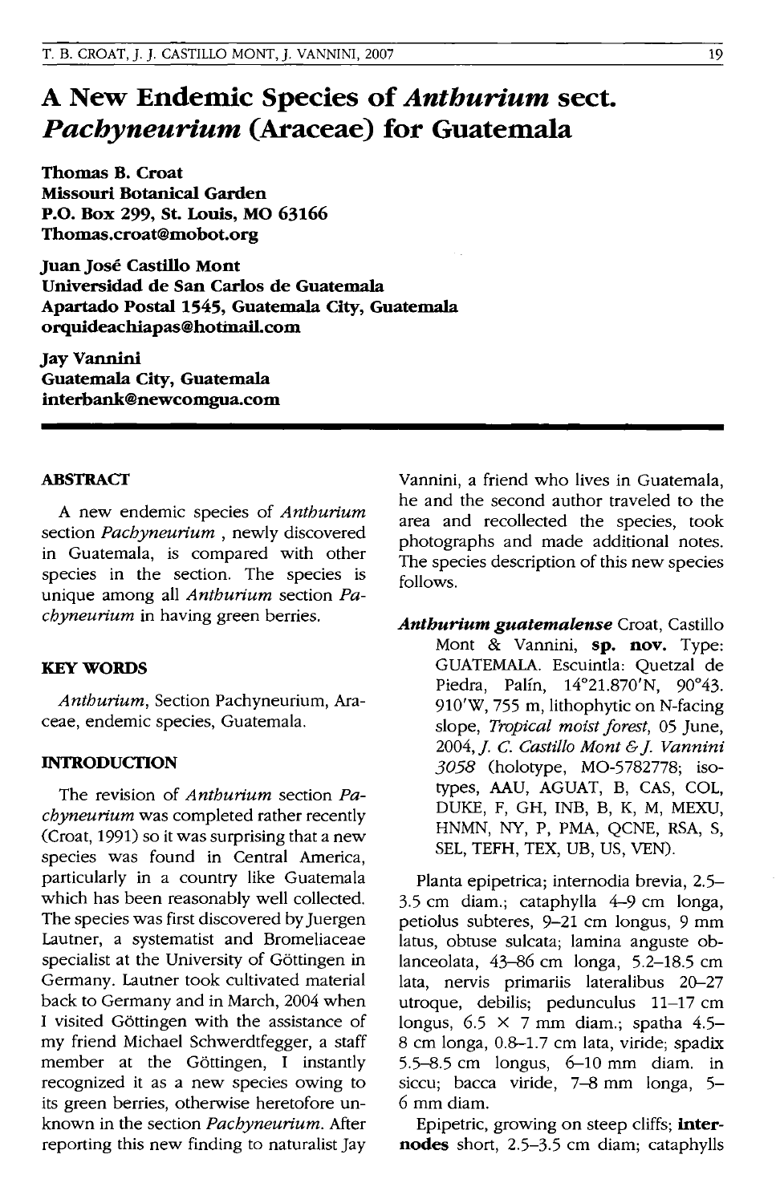# A New Endemic Species of *Anthurium* sect. *Pachyneurium* (Araceae) for Guatemala

**Thomas B. Croat**
**Missouri Botanical Garden**
**P.O. Box 299, St. Louis, MO 63166**
**Thomas.croat@mobot.org**

**Juan José Castillo Mont**
**Universidad de San Carlos de Guatemala**
**Apartado Postal 1545, Guatemala City, Guatemala**
**orquideachiapas@hotmail.com**

**Jay Vannini**
**Guatemala City, Guatemala**
**interbank@newcomgua.com**

## ABSTRACT

A new endemic species of *Anthurium* section *Pachyneurium* , newly discovered in Guatemala, is compared with other species in the section. The species is unique among all *Anthurium* section *Pachyneurium* in having green berries.

## KEY WORDS

*Anthurium*, Section Pachyneurium, Araceae, endemic species, Guatemala.

## INTRODUCTION

The revision of *Anthurium* section *Pachyneurium* was completed rather recently (Croat, 1991) so it was surprising that a new species was found in Central America, particularly in a country like Guatemala which has been reasonably well collected. The species was first discovered by Juergen Lautner, a systematist and Bromeliaceae specialist at the University of Göttingen in Germany. Lautner took cultivated material back to Germany and in March, 2004 when I visited Göttingen with the assistance of my friend Michael Schwerdtfegger, a staff member at the Göttingen, I instantly recognized it as a new species owing to its green berries, otherwise heretofore unknown in the section *Pachyneurium*. After reporting this new finding to naturalist Jay Vannini, a friend who lives in Guatemala, he and the second author traveled to the area and recollected the species, took photographs and made additional notes. The species description of this new species follows.

***Anthurium guatemalense*** Croat, Castillo Mont & Vannini, **sp. nov.** Type: GUATEMALA. Escuintla: Quetzal de Piedra, Palín, 14°21.870'N, 90°43. 910'W, 755 m, lithophytic on N-facing slope, *Tropical moist forest*, 05 June, 2004, *J. C. Castillo Mont & J. Vannini 3058* (holotype, MO-5782778; isotypes, AAU, AGUAT, B, CAS, COL, DUKE, F, GH, INB, B, K, M, MEXU, HNMN, NY, P, PMA, QCNE, RSA, S, SEL, TEFH, TEX, UB, US, VEN).

Planta epipetrica; internodia brevia, 2.5–3.5 cm diam.; cataphylla 4–9 cm longa, petiolus subteres, 9–21 cm longus, 9 mm latus, obtuse sulcata; lamina anguste oblanceolata, 43–86 cm longa, 5.2–18.5 cm lata, nervis primariis lateralibus 20–27 utroque, debilis; pedunculus 11–17 cm longus, 6.5 × 7 mm diam.; spatha 4.5–8 cm longa, 0.8–1.7 cm lata, viride; spadix 5.5–8.5 cm longus, 6–10 mm diam. in siccu; bacca viride, 7–8 mm longa, 5–6 mm diam.

Epipetric, growing on steep cliffs; **internodes** short, 2.5–3.5 cm diam; cataphylls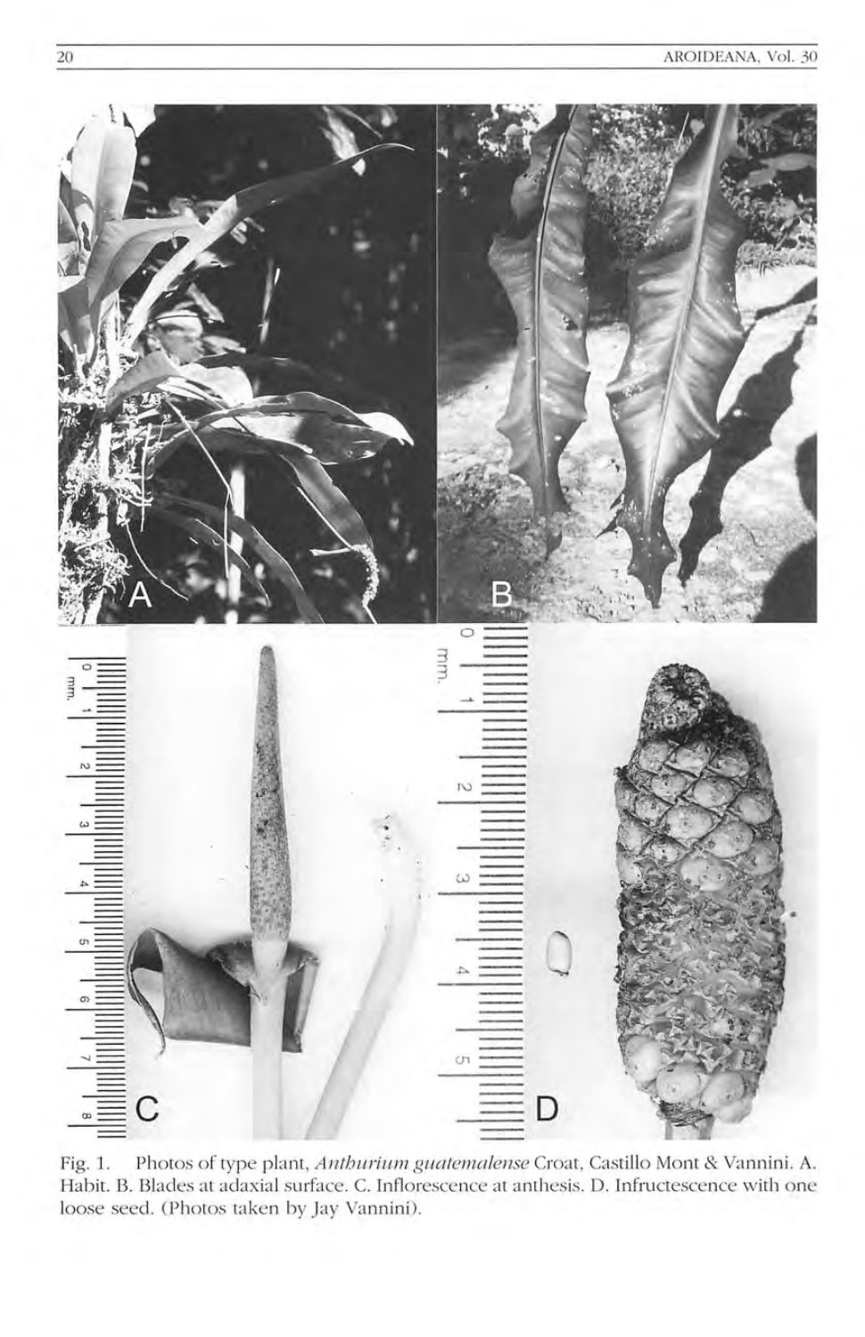Fig. 1. Photos of type plant, *Anthurium guatemalense* Croat, Castillo Mont & Vannini. A. Habit. B. Blades at adaxial surface. C. Inflorescence at anthesis. D. Infructescence with one loose seed. (Photos taken by Jay Vannini).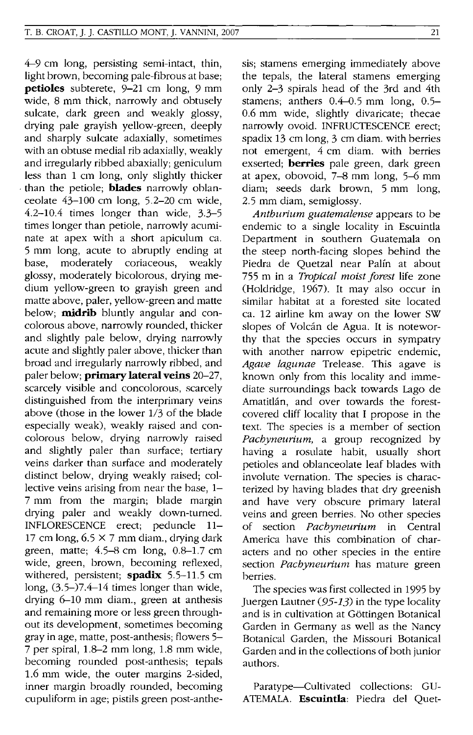4–9 cm long, persisting semi-intact, thin, light brown, becoming pale-fibrous at base; **petioles** subterete, 9–21 cm long, 9 mm wide, 8 mm thick, narrowly and obtusely sulcate, dark green and weakly glossy, drying pale grayish yellow-green, deeply and sharply sulcate adaxially, sometimes with an obtuse medial rib adaxially, weakly and irregularly ribbed abaxially; geniculum less than 1 cm long, only slightly thicker than the petiole; **blades** narrowly oblanceolate 43–100 cm long, 5.2–20 cm wide, 4.2–10.4 times longer than wide, 3.3–5 times longer than petiole, narrowly acuminate at apex with a short apiculum ca. 5 mm long, acute to abruptly ending at base, moderately coriaceous, weakly glossy, moderately bicolorous, drying medium yellow-green to grayish green and matte above, paler, yellow-green and matte below; **midrib** bluntly angular and concolorous above, narrowly rounded, thicker and slightly pale below, drying narrowly acute and slightly paler above, thicker than broad and irregularly narrowly ribbed, and paler below; **primary lateral veins** 20–27, scarcely visible and concolorous, scarcely distinguished from the interprimary veins above (those in the lower 1/3 of the blade especially weak), weakly raised and concolorous below, drying narrowly raised and slightly paler than surface; tertiary veins darker than surface and moderately distinct below, drying weakly raised; collective veins arising from near the base, 1–7 mm from the margin; blade margin drying paler and weakly down-turned. INFLORESCENCE erect; peduncle 11–17 cm long, 6.5 × 7 mm diam., drying dark green, matte; 4.5–8 cm long, 0.8–1.7 cm wide, green, brown, becoming reflexed, withered, persistent; **spadix** 5.5–11.5 cm long, (3.5–)7.4–14 times longer than wide, drying 6–10 mm diam., green at anthesis and remaining more or less green throughout its development, sometimes becoming gray in age, matte, post-anthesis; flowers 5–7 per spiral, 1.8–2 mm long, 1.8 mm wide, becoming rounded post-anthesis; tepals 1.6 mm wide, the outer margins 2-sided, inner margin broadly rounded, becoming cupuliform in age; pistils green post-anthesis; stamens emerging immediately above the tepals, the lateral stamens emerging only 2–3 spirals head of the 3rd and 4th stamens; anthers 0.4–0.5 mm long, 0.5–0.6 mm wide, slightly divaricate; thecae narrowly ovoid. INFRUCTESCENCE erect; spadix 13 cm long, 3 cm diam. with berries not emergent, 4 cm diam. with berries exserted; **berries** pale green, dark green at apex, obovoid, 7–8 mm long, 5–6 mm diam; seeds dark brown, 5 mm long, 2.5 mm diam, semiglossy.

*Anthurium guatemalense* appears to be endemic to a single locality in Escuintla Department in southern Guatemala on the steep north-facing slopes behind the Piedra de Quetzal near Palín at about 755 m in a *Tropical moist forest* life zone (Holdridge, 1967). It may also occur in similar habitat at a forested site located ca. 12 airline km away on the lower SW slopes of Volcán de Agua. It is noteworthy that the species occurs in sympatry with another narrow epipetric endemic, *Agave lagunae* Trelease. This agave is known only from this locality and immediate surroundings back towards Lago de Amatitlán, and over towards the forest-covered cliff locality that I propose in the text. The species is a member of section *Pachyneurium*, a group recognized by having a rosulate habit, usually short petioles and oblanceolate leaf blades with involute vernation. The species is characterized by having blades that dry greenish and have very obscure primary lateral veins and green berries. No other species of section *Pachyneurium* in Central America have this combination of characters and no other species in the entire section *Pachyneurium* has mature green berries.

The species was first collected in 1995 by Juergen Lautner (*95-13*) in the type locality and is in cultivation at Göttingen Botanical Garden in Germany as well as the Nancy Botanical Garden, the Missouri Botanical Garden and in the collections of both junior authors.

Paratype—Cultivated collections: GUATEMALA. **Escuintla**: Piedra del Quet-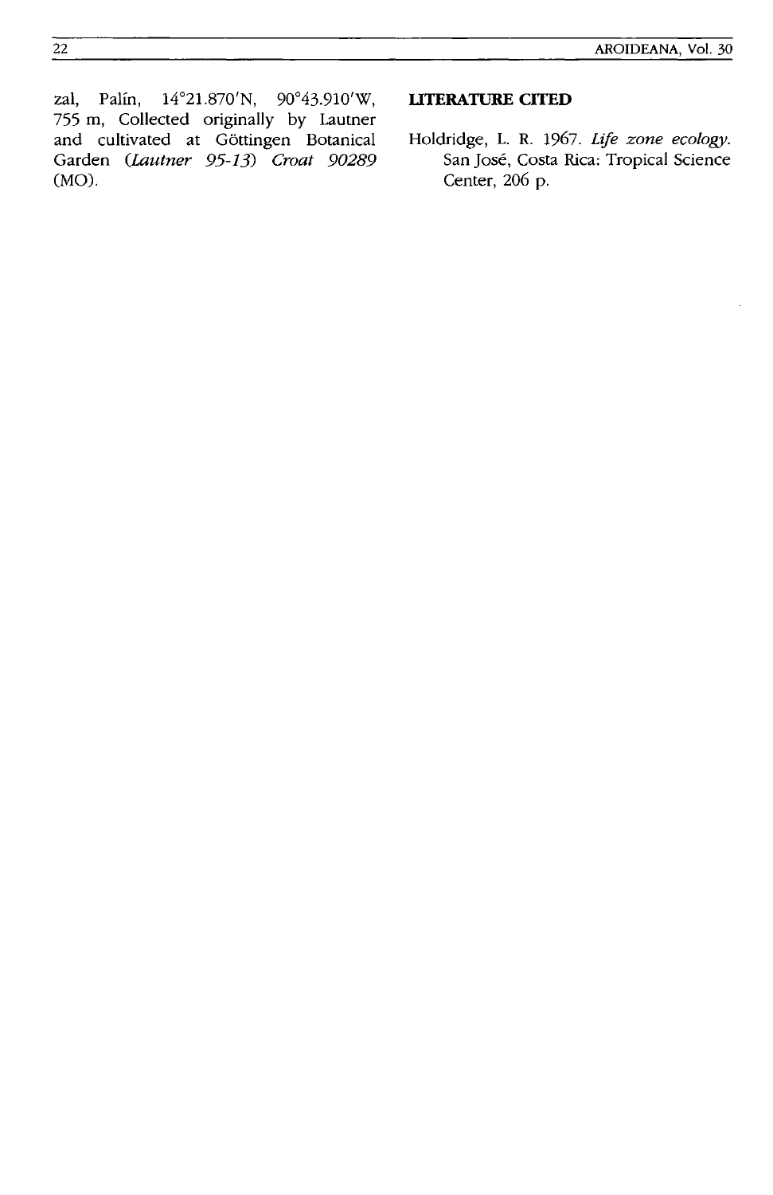zal, Palín, 14°21.870′N, 90°43.910′W, 755 m, Collected originally by Lautner and cultivated at Göttingen Botanical Garden (*Lautner 95-13*) *Croat 90289* (MO).

## LITERATURE CITED

Holdridge, L. R. 1967. *Life zone ecology*. San José, Costa Rica: Tropical Science Center, 206 p.